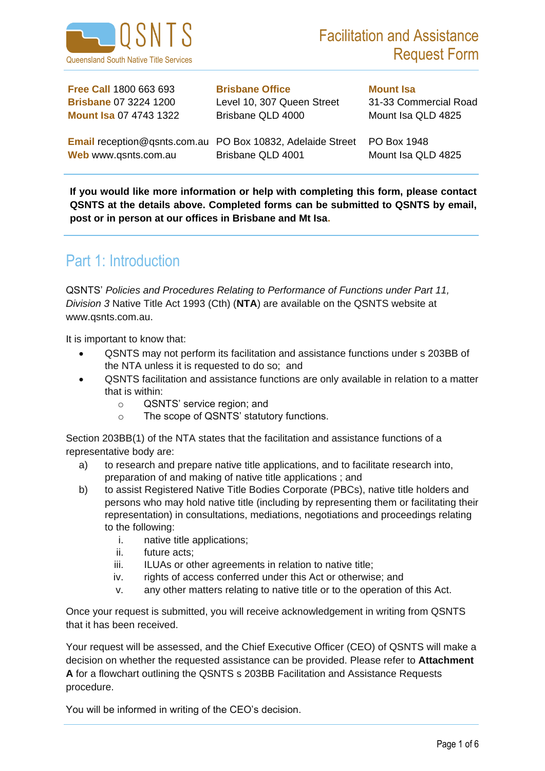QSNTS
Queensland South Native Title Services

# Facilitation and Assistance Request Form

**Free Call** 1800 663 693
**Brisbane** 07 3224 1200
**Mount Isa** 07 4743 1322

**Email** reception@qsnts.com.au
**Web** www.qsnts.com.au

**Brisbane Office**
Level 10, 307 Queen Street
Brisbane QLD 4000

PO Box 10832, Adelaide Street
Brisbane QLD 4001

**Mount Isa**
31-33 Commercial Road
Mount Isa QLD 4825

PO Box 1948
Mount Isa QLD 4825

**If you would like more information or help with completing this form, please contact QSNTS at the details above. Completed forms can be submitted to QSNTS by email, post or in person at our offices in Brisbane and Mt Isa.**

## Part 1: Introduction

QSNTS' *Policies and Procedures Relating to Performance of Functions under Part 11, Division 3* Native Title Act 1993 (Cth) (**NTA**) are available on the QSNTS website at www.qsnts.com.au.

It is important to know that:

- QSNTS may not perform its facilitation and assistance functions under s 203BB of the NTA unless it is requested to do so; and
- QSNTS facilitation and assistance functions are only available in relation to a matter that is within:
  - QSNTS' service region; and
  - The scope of QSNTS' statutory functions.

Section 203BB(1) of the NTA states that the facilitation and assistance functions of a representative body are:

a) to research and prepare native title applications, and to facilitate research into, preparation of and making of native title applications ; and
b) to assist Registered Native Title Bodies Corporate (PBCs), native title holders and persons who may hold native title (including by representing them or facilitating their representation) in consultations, mediations, negotiations and proceedings relating to the following:
   i. native title applications;
   ii. future acts;
   iii. ILUAs or other agreements in relation to native title;
   iv. rights of access conferred under this Act or otherwise; and
   v. any other matters relating to native title or to the operation of this Act.

Once your request is submitted, you will receive acknowledgement in writing from QSNTS that it has been received.

Your request will be assessed, and the Chief Executive Officer (CEO) of QSNTS will make a decision on whether the requested assistance can be provided. Please refer to **Attachment A** for a flowchart outlining the QSNTS s 203BB Facilitation and Assistance Requests procedure.

You will be informed in writing of the CEO's decision.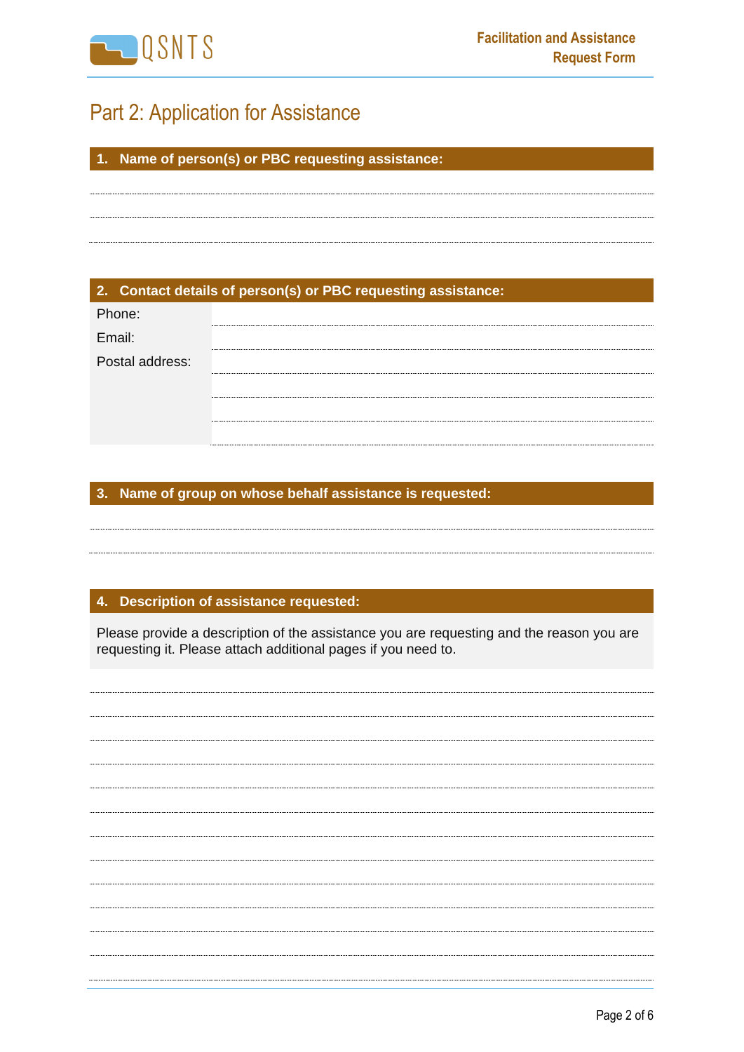# Part 2: Application for Assistance

## 1. Name of person(s) or PBC requesting assistance:

## 2. Contact details of person(s) or PBC requesting assistance:

| | |
|---|---|
| Phone: | |
| Email: | |
| Postal address: | |

## 3. Name of group on whose behalf assistance is requested:

## 4. Description of assistance requested:

Please provide a description of the assistance you are requesting and the reason you are requesting it. Please attach additional pages if you need to.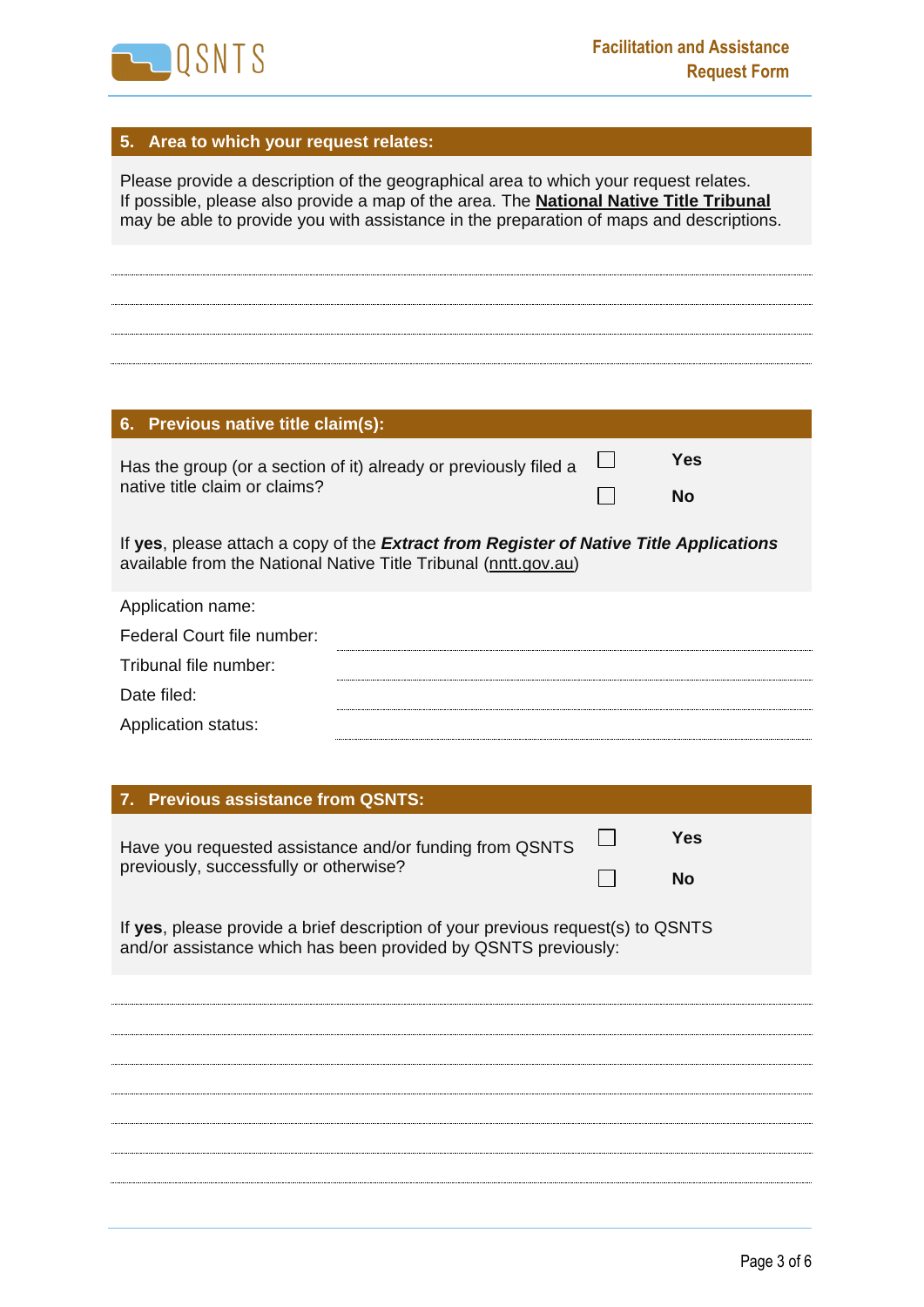## 5. Area to which your request relates:

Please provide a description of the geographical area to which your request relates. If possible, please also provide a map of the area. The **National Native Title Tribunal** may be able to provide you with assistance in the preparation of maps and descriptions.

## 6. Previous native title claim(s):

Has the group (or a section of it) already or previously filed a native title claim or claims?

☐ **Yes**

☐ **No**

If **yes**, please attach a copy of the ***Extract from Register of Native Title Applications*** available from the National Native Title Tribunal (nntt.gov.au)

Application name:

Federal Court file number:

Tribunal file number:

Date filed:

Application status:

## 7. Previous assistance from QSNTS:

Have you requested assistance and/or funding from QSNTS previously, successfully or otherwise?

☐ **Yes**

☐ **No**

If **yes**, please provide a brief description of your previous request(s) to QSNTS and/or assistance which has been provided by QSNTS previously: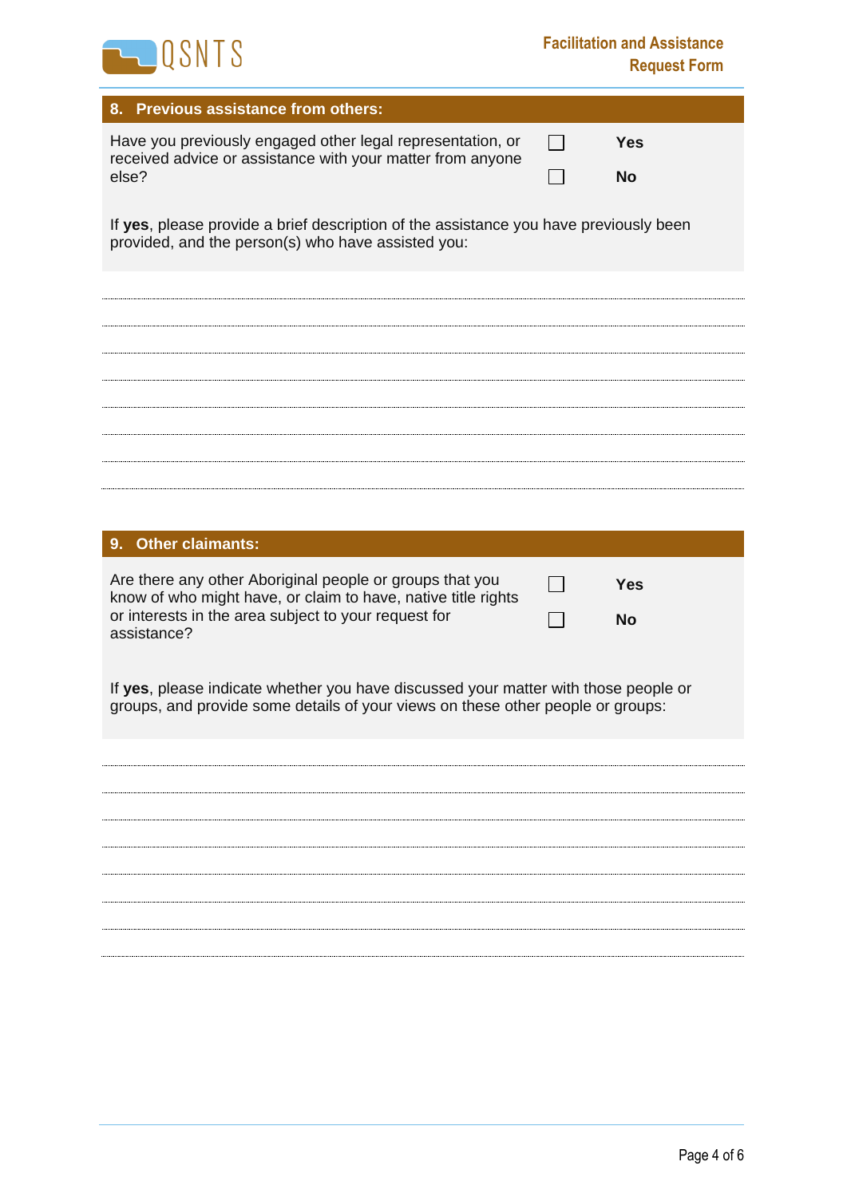## 8. Previous assistance from others:

Have you previously engaged other legal representation, or received advice or assistance with your matter from anyone else?

☐ **Yes**

☐ **No**

If **yes**, please provide a brief description of the assistance you have previously been provided, and the person(s) who have assisted you:

.............................................................................................................................................

.............................................................................................................................................

.............................................................................................................................................

.............................................................................................................................................

.............................................................................................................................................

.............................................................................................................................................

.............................................................................................................................................

.............................................................................................................................................

## 9. Other claimants:

Are there any other Aboriginal people or groups that you know of who might have, or claim to have, native title rights or interests in the area subject to your request for assistance?

☐ **Yes**

☐ **No**

If **yes**, please indicate whether you have discussed your matter with those people or groups, and provide some details of your views on these other people or groups:

.............................................................................................................................................

.............................................................................................................................................

.............................................................................................................................................

.............................................................................................................................................

.............................................................................................................................................

.............................................................................................................................................

.............................................................................................................................................

.............................................................................................................................................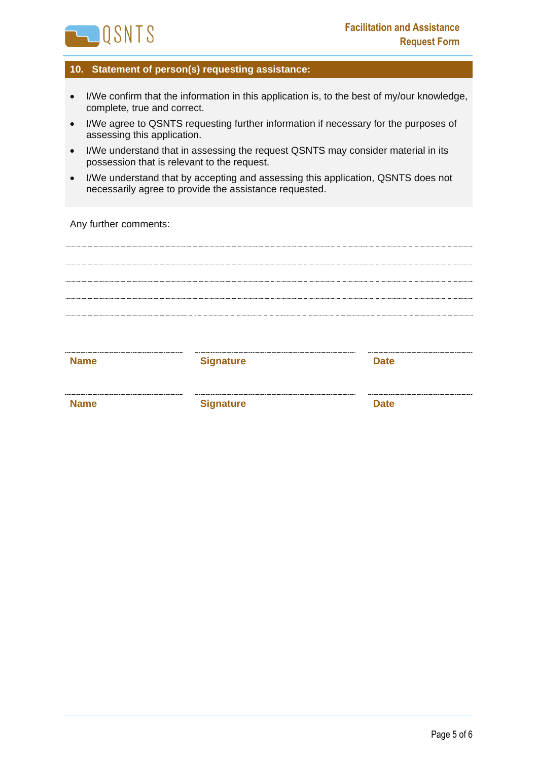## 10. Statement of person(s) requesting assistance:

- I/We confirm that the information in this application is, to the best of my/our knowledge, complete, true and correct.
- I/We agree to QSNTS requesting further information if necessary for the purposes of assessing this application.
- I/We understand that in assessing the request QSNTS may consider material in its possession that is relevant to the request.
- I/We understand that by accepting and assessing this application, QSNTS does not necessarily agree to provide the assistance requested.

Any further comments:

..............................................................................................................................................

..............................................................................................................................................

..............................................................................................................................................

..............................................................................................................................................

..............................................................................................................................................

| ................................ | ................................................ | ................................ |
|---|---|---|
| **Name** | **Signature** | **Date** |
| ................................ | ................................................ | ................................ |
| **Name** | **Signature** | **Date** |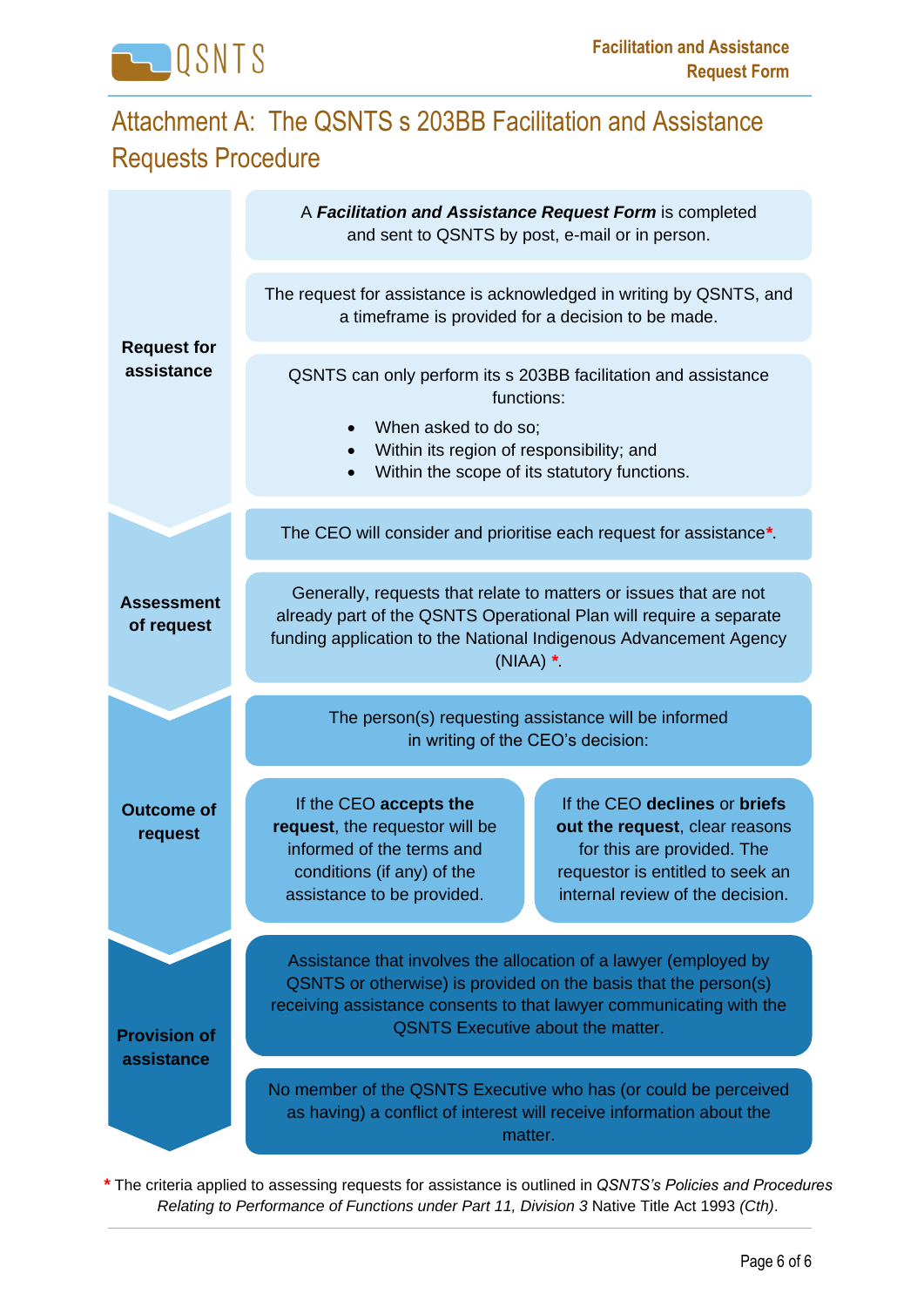# Attachment A: The QSNTS s 203BB Facilitation and Assistance Requests Procedure

## Request for assistance

A ***Facilitation and Assistance Request Form*** is completed and sent to QSNTS by post, e-mail or in person.

The request for assistance is acknowledged in writing by QSNTS, and a timeframe is provided for a decision to be made.

QSNTS can only perform its s 203BB facilitation and assistance functions:

- When asked to do so;
- Within its region of responsibility; and
- Within the scope of its statutory functions.

## Assessment of request

The CEO will consider and prioritise each request for assistance*.

Generally, requests that relate to matters or issues that are not already part of the QSNTS Operational Plan will require a separate funding application to the National Indigenous Advancement Agency (NIAA) *.

## Outcome of request

The person(s) requesting assistance will be informed in writing of the CEO's decision:

If the CEO **accepts the request**, the requestor will be informed of the terms and conditions (if any) of the assistance to be provided.

If the CEO **declines** or **briefs out the request**, clear reasons for this are provided. The requestor is entitled to seek an internal review of the decision.

## Provision of assistance

Assistance that involves the allocation of a lawyer (employed by QSNTS or otherwise) is provided on the basis that the person(s) receiving assistance consents to that lawyer communicating with the QSNTS Executive about the matter.

No member of the QSNTS Executive who has (or could be perceived as having) a conflict of interest will receive information about the matter.

\* The criteria applied to assessing requests for assistance is outlined in *QSNTS's Policies and Procedures Relating to Performance of Functions under Part 11, Division 3* Native Title Act 1993 *(Cth)*.